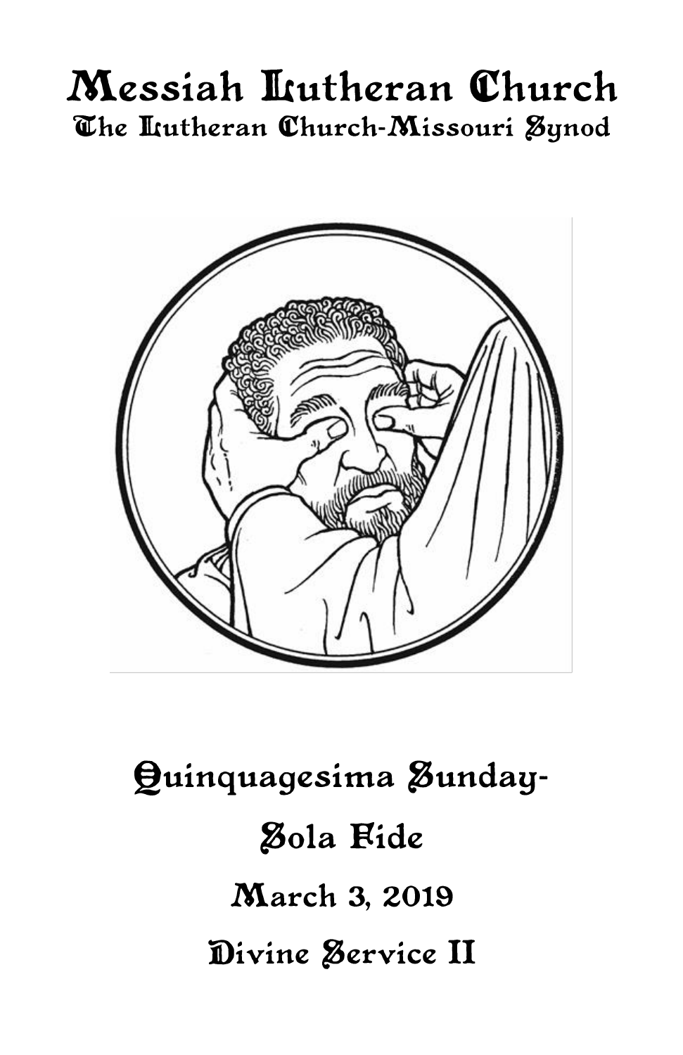# Messiah Lutheran Church

## The Lutheran Church-Missouri Synod

# Quinquagesima Sunday-

# Sola Fide

## March 3, 2019

## Divine Service II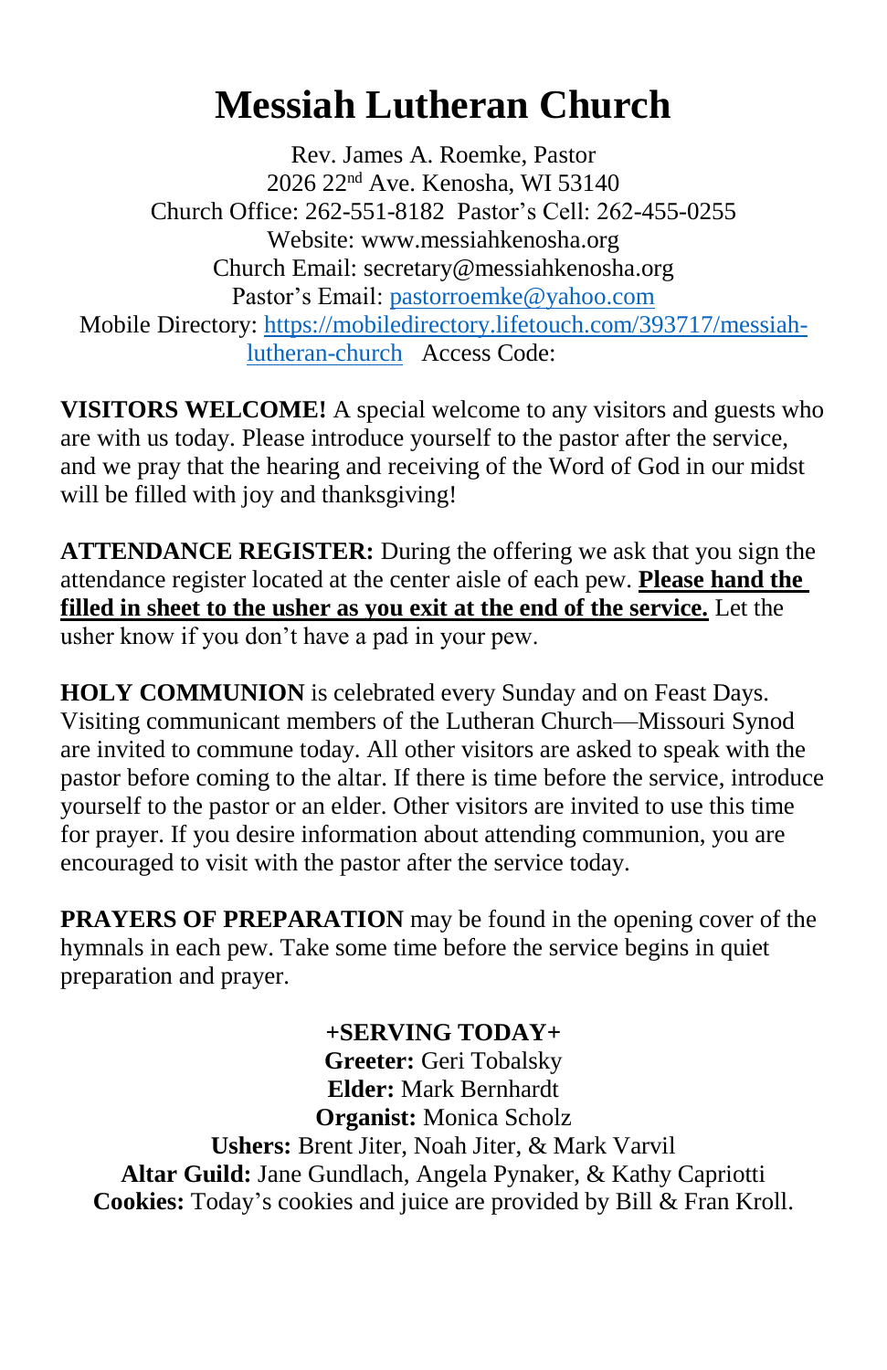# Messiah Lutheran Church

Rev. James A. Roemke, Pastor
2026 22nd Ave. Kenosha, WI 53140
Church Office: 262-551-8182  Pastor's Cell: 262-455-0255
Website: www.messiahkenosha.org
Church Email: secretary@messiahkenosha.org
Pastor's Email: pastorroemke@yahoo.com
Mobile Directory: https://mobiledirectory.lifetouch.com/393717/messiah-lutheran-church   Access Code:

**VISITORS WELCOME!** A special welcome to any visitors and guests who are with us today. Please introduce yourself to the pastor after the service, and we pray that the hearing and receiving of the Word of God in our midst will be filled with joy and thanksgiving!

**ATTENDANCE REGISTER:** During the offering we ask that you sign the attendance register located at the center aisle of each pew. **Please hand the filled in sheet to the usher as you exit at the end of the service.** Let the usher know if you don't have a pad in your pew.

**HOLY COMMUNION** is celebrated every Sunday and on Feast Days. Visiting communicant members of the Lutheran Church—Missouri Synod are invited to commune today. All other visitors are asked to speak with the pastor before coming to the altar. If there is time before the service, introduce yourself to the pastor or an elder. Other visitors are invited to use this time for prayer. If you desire information about attending communion, you are encouraged to visit with the pastor after the service today.

**PRAYERS OF PREPARATION** may be found in the opening cover of the hymnals in each pew. Take some time before the service begins in quiet preparation and prayer.

**+SERVING TODAY+**

**Greeter:** Geri Tobalsky
**Elder:** Mark Bernhardt
**Organist:** Monica Scholz
**Ushers:** Brent Jiter, Noah Jiter, & Mark Varvil
**Altar Guild:** Jane Gundlach, Angela Pynaker, & Kathy Capriotti
**Cookies:** Today's cookies and juice are provided by Bill & Fran Kroll.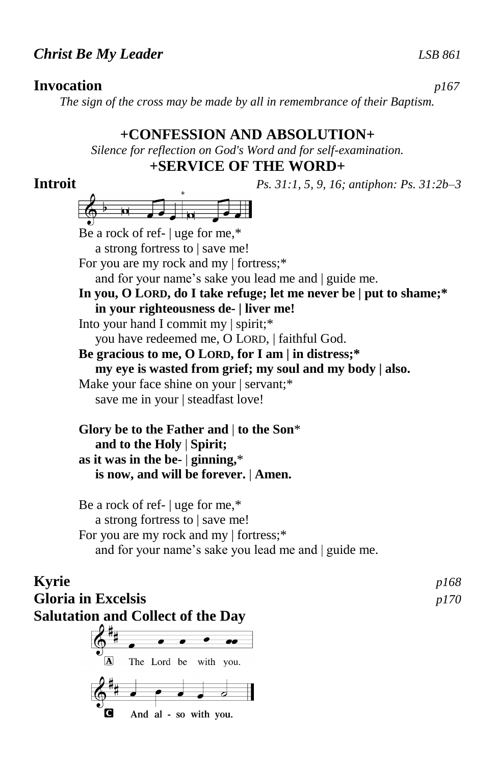***Christ Be My Leader*** *LSB 861*

**Invocation** *p167*

*The sign of the cross may be made by all in remembrance of their Baptism.*

## +CONFESSION AND ABSOLUTION+

*Silence for reflection on God's Word and for self-examination.*

## +SERVICE OF THE WORD+

**Introit** *Ps. 31:1, 5, 9, 16; antiphon: Ps. 31:2b–3*

Be a rock of ref- | uge for me,*
 a strong fortress to | save me!
For you are my rock and my | fortress;*
 and for your name's sake you lead me and | guide me.
**In you, O LORD, do I take refuge; let me never be | put to shame;***
 **in your righteousness de- | liver me!**
Into your hand I commit my | spirit;*
 you have redeemed me, O LORD, | faithful God.
**Be gracious to me, O LORD, for I am | in distress;***
 **my eye is wasted from grief; my soul and my body | also.**
Make your face shine on your | servant;*
 save me in your | steadfast love!

**Glory be to the Father and | to the Son***
 **and to the Holy | Spirit;**
**as it was in the be- | ginning,***
 **is now, and will be forever. | Amen.**

Be a rock of ref- | uge for me,*
 a strong fortress to | save me!
For you are my rock and my | fortress;*
 and for your name's sake you lead me and | guide me.

**Kyrie** *p168*

**Gloria in Excelsis** *p170*

**Salutation and Collect of the Day**

A The Lord be with you.

C And al - so with you.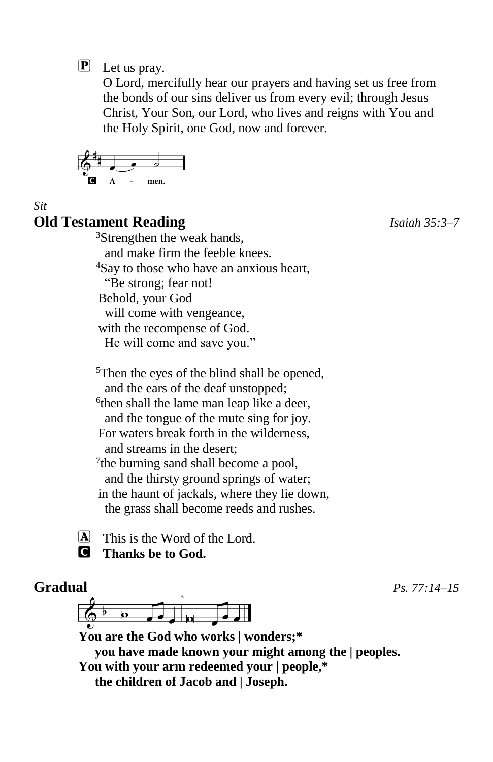P Let us pray.
O Lord, mercifully hear our prayers and having set us free from the bonds of our sins deliver us from every evil; through Jesus Christ, Your Son, our Lord, who lives and reigns with You and the Holy Spirit, one God, now and forever.

C **A - men.**

*Sit*

## Old Testament Reading *Isaiah 35:3–7*

[3]Strengthen the weak hands,
and make firm the feeble knees.
[4]Say to those who have an anxious heart,
"Be strong; fear not!
Behold, your God
will come with vengeance,
with the recompense of God.
He will come and save you."

[5]Then the eyes of the blind shall be opened,
and the ears of the deaf unstopped;
[6]then shall the lame man leap like a deer,
and the tongue of the mute sing for joy.
For waters break forth in the wilderness,
and streams in the desert;
[7]the burning sand shall become a pool,
and the thirsty ground springs of water;
in the haunt of jackals, where they lie down,
the grass shall become reeds and rushes.

A This is the Word of the Lord.
C **Thanks be to God.**

## Gradual *Ps. 77:14–15*

**You are the God who works | wonders;***
**you have made known your might among the | peoples.**
**You with your arm redeemed your | people,***
**the children of Jacob and | Joseph.**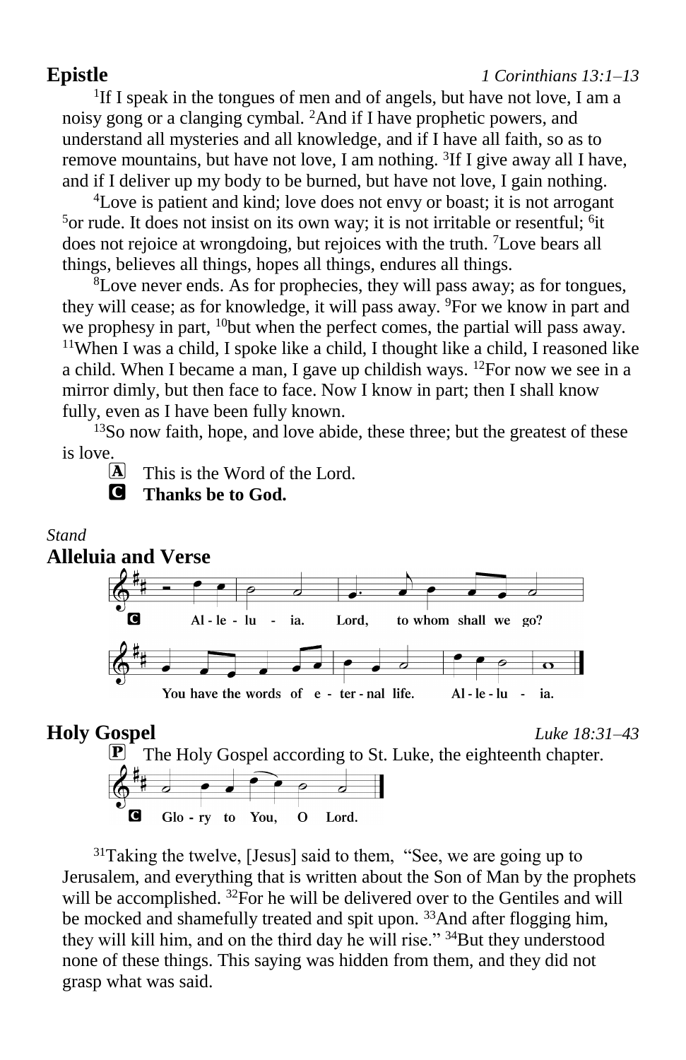## Epistle *1 Corinthians 13:1–13*

[1]If I speak in the tongues of men and of angels, but have not love, I am a noisy gong or a clanging cymbal. [2]And if I have prophetic powers, and understand all mysteries and all knowledge, and if I have all faith, so as to remove mountains, but have not love, I am nothing. [3]If I give away all I have, and if I deliver up my body to be burned, but have not love, I gain nothing.

[4]Love is patient and kind; love does not envy or boast; it is not arrogant [5]or rude. It does not insist on its own way; it is not irritable or resentful; [6]it does not rejoice at wrongdoing, but rejoices with the truth. [7]Love bears all things, believes all things, hopes all things, endures all things.

[8]Love never ends. As for prophecies, they will pass away; as for tongues, they will cease; as for knowledge, it will pass away. [9]For we know in part and we prophesy in part, [10]but when the perfect comes, the partial will pass away. [11]When I was a child, I spoke like a child, I thought like a child, I reasoned like a child. When I became a man, I gave up childish ways. [12]For now we see in a mirror dimly, but then face to face. Now I know in part; then I shall know fully, even as I have been fully known.

[13]So now faith, hope, and love abide, these three; but the greatest of these is love.

A This is the Word of the Lord.
**C Thanks be to God.**

*Stand*

## Alleluia and Verse

**C** Al - le - lu - ia. Lord, to whom shall we go?
You have the words of e - ter - nal life. Al - le - lu - ia.

## Holy Gospel *Luke 18:31–43*

P The Holy Gospel according to St. Luke, the eighteenth chapter.

**C** Glo - ry to You, O Lord.

[31]Taking the twelve, [Jesus] said to them, "See, we are going up to Jerusalem, and everything that is written about the Son of Man by the prophets will be accomplished. [32]For he will be delivered over to the Gentiles and will be mocked and shamefully treated and spit upon. [33]And after flogging him, they will kill him, and on the third day he will rise." [34]But they understood none of these things. This saying was hidden from them, and they did not grasp what was said.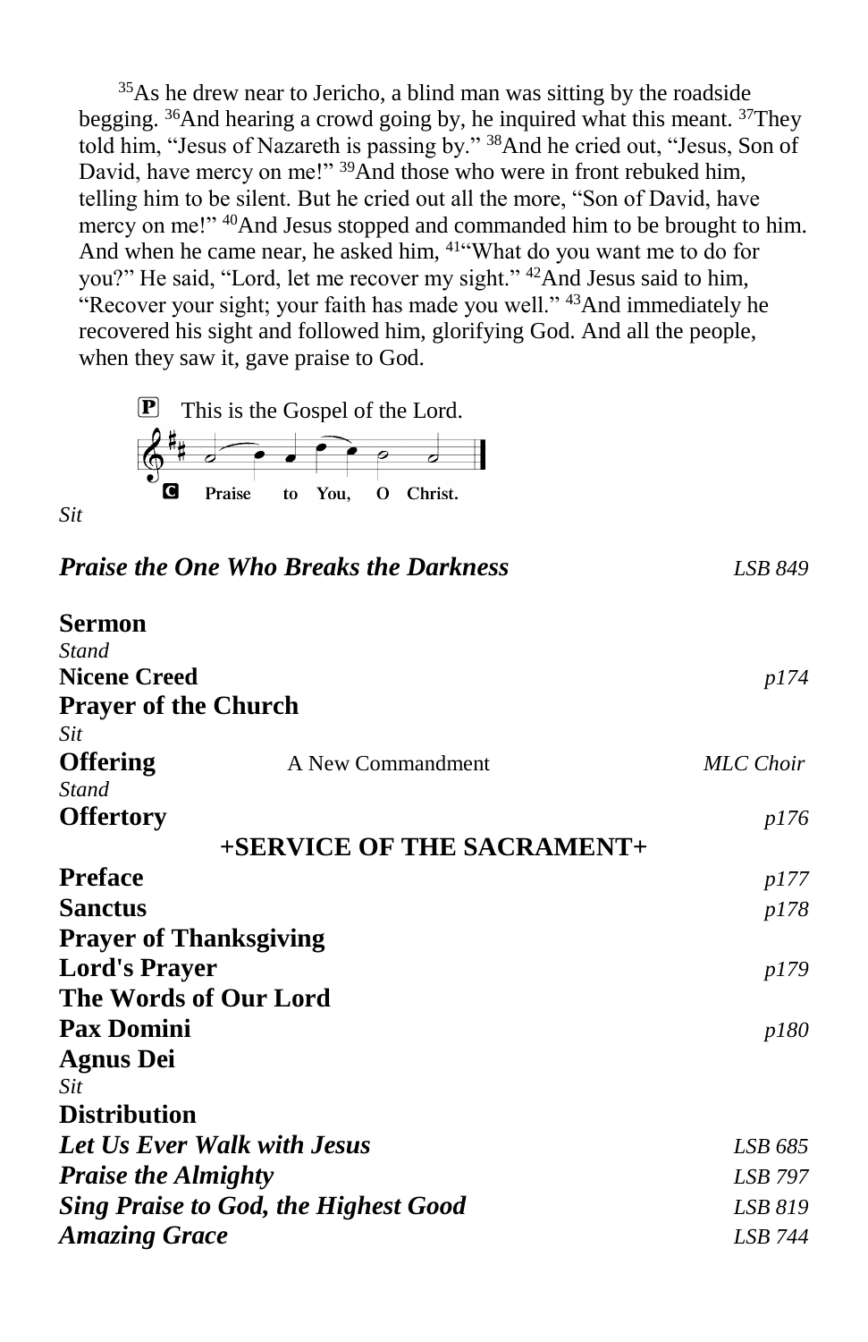[35]As he drew near to Jericho, a blind man was sitting by the roadside begging. [36]And hearing a crowd going by, he inquired what this meant. [37]They told him, "Jesus of Nazareth is passing by." [38]And he cried out, "Jesus, Son of David, have mercy on me!" [39]And those who were in front rebuked him, telling him to be silent. But he cried out all the more, "Son of David, have mercy on me!" [40]And Jesus stopped and commanded him to be brought to him. And when he came near, he asked him, [41]"What do you want me to do for you?" He said, "Lord, let me recover my sight." [42]And Jesus said to him, "Recover your sight; your faith has made you well." [43]And immediately he recovered his sight and followed him, glorifying God. And all the people, when they saw it, gave praise to God.

**P** This is the Gospel of the Lord.

**C** **Praise to You, O Christ.**

*Sit*

***Praise the One Who Breaks the Darkness*** *LSB 849*

**Sermon**

*Stand*

**Nicene Creed** *p174*

**Prayer of the Church**

*Sit*

**Offering** A New Commandment *MLC Choir*

*Stand*

**Offertory** *p176*

**+SERVICE OF THE SACRAMENT+**

**Preface** *p177*

**Sanctus** *p178*

**Prayer of Thanksgiving**

**Lord's Prayer** *p179*

**The Words of Our Lord**

**Pax Domini** *p180*

**Agnus Dei**

*Sit*

**Distribution**

***Let Us Ever Walk with Jesus*** *LSB 685*

***Praise the Almighty*** *LSB 797*

***Sing Praise to God, the Highest Good*** *LSB 819*

***Amazing Grace*** *LSB 744*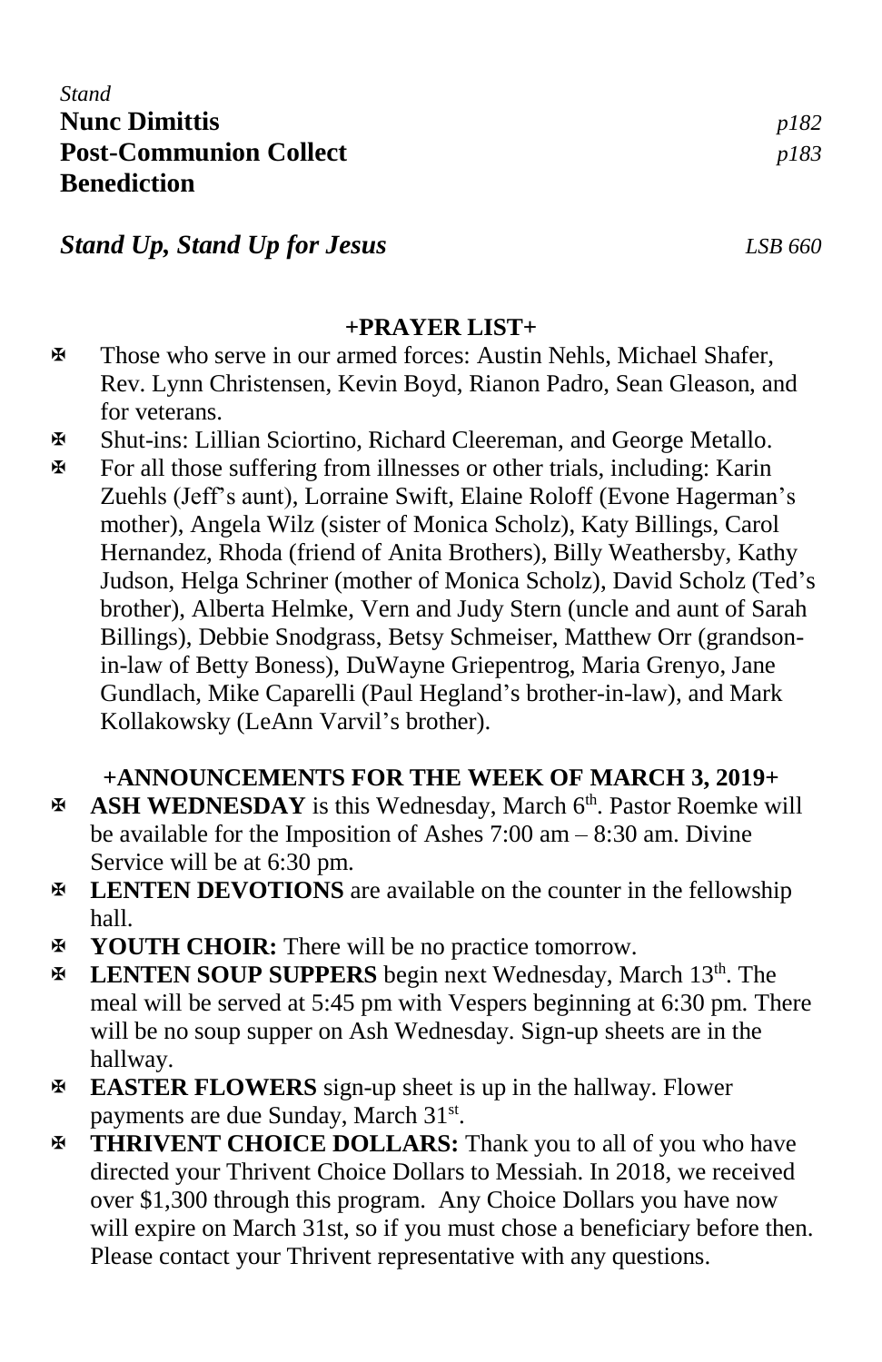*Stand*

**Nunc Dimittis** *p182*

**Post-Communion Collect** *p183*

**Benediction**

***Stand Up, Stand Up for Jesus*** *LSB 660*

## +PRAYER LIST+

- ✠ Those who serve in our armed forces: Austin Nehls, Michael Shafer, Rev. Lynn Christensen, Kevin Boyd, Rianon Padro, Sean Gleason, and for veterans.
- ✠ Shut-ins: Lillian Sciortino, Richard Cleereman, and George Metallo.
- ✠ For all those suffering from illnesses or other trials, including: Karin Zuehls (Jeff's aunt), Lorraine Swift, Elaine Roloff (Evone Hagerman's mother), Angela Wilz (sister of Monica Scholz), Katy Billings, Carol Hernandez, Rhoda (friend of Anita Brothers), Billy Weathersby, Kathy Judson, Helga Schriner (mother of Monica Scholz), David Scholz (Ted's brother), Alberta Helmke, Vern and Judy Stern (uncle and aunt of Sarah Billings), Debbie Snodgrass, Betsy Schmeiser, Matthew Orr (grandson-in-law of Betty Boness), DuWayne Griepentrog, Maria Grenyo, Jane Gundlach, Mike Caparelli (Paul Hegland's brother-in-law), and Mark Kollakowsky (LeAnn Varvil's brother).

## +ANNOUNCEMENTS FOR THE WEEK OF MARCH 3, 2019+

- ✠ **ASH WEDNESDAY** is this Wednesday, March 6th. Pastor Roemke will be available for the Imposition of Ashes 7:00 am – 8:30 am. Divine Service will be at 6:30 pm.
- ✠ **LENTEN DEVOTIONS** are available on the counter in the fellowship hall.
- ✠ **YOUTH CHOIR:** There will be no practice tomorrow.
- ✠ **LENTEN SOUP SUPPERS** begin next Wednesday, March 13th. The meal will be served at 5:45 pm with Vespers beginning at 6:30 pm. There will be no soup supper on Ash Wednesday. Sign-up sheets are in the hallway.
- ✠ **EASTER FLOWERS** sign-up sheet is up in the hallway. Flower payments are due Sunday, March 31st.
- ✠ **THRIVENT CHOICE DOLLARS:** Thank you to all of you who have directed your Thrivent Choice Dollars to Messiah. In 2018, we received over $1,300 through this program. Any Choice Dollars you have now will expire on March 31st, so if you must chose a beneficiary before then. Please contact your Thrivent representative with any questions.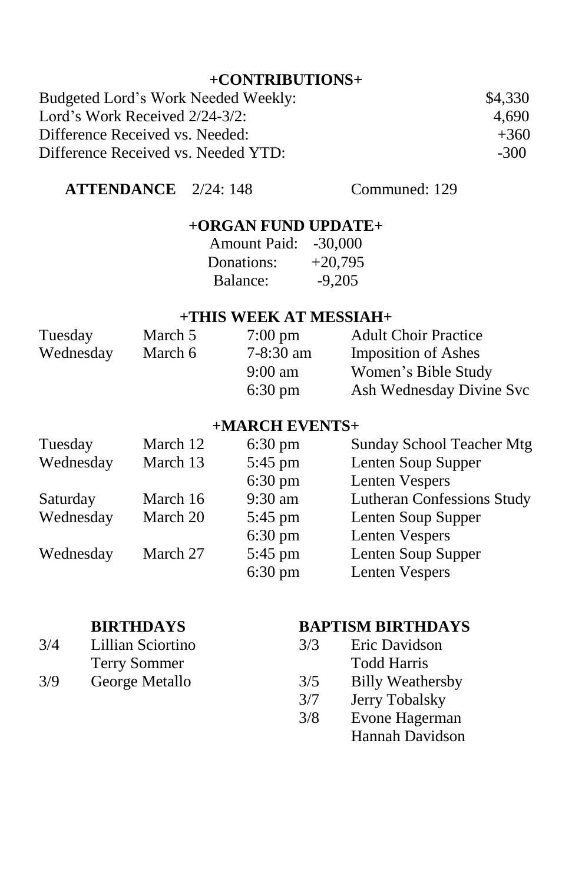## +CONTRIBUTIONS+

| | |
|---|---|
| Budgeted Lord's Work Needed Weekly: | $4,330 |
| Lord's Work Received 2/24-3/2: | 4,690 |
| Difference Received vs. Needed: | +360 |
| Difference Received vs. Needed YTD: | -300 |

**ATTENDANCE** 2/24: 148 Communed: 129

## +ORGAN FUND UPDATE+

| | |
|---|---|
| Amount Paid: | -30,000 |
| Donations: | +20,795 |
| Balance: | -9,205 |

## +THIS WEEK AT MESSIAH+

| | | | |
|---|---|---|---|
| Tuesday | March 5 | 7:00 pm | Adult Choir Practice |
| Wednesday | March 6 | 7-8:30 am | Imposition of Ashes |
| | | 9:00 am | Women's Bible Study |
| | | 6:30 pm | Ash Wednesday Divine Svc |

## +MARCH EVENTS+

| | | | |
|---|---|---|---|
| Tuesday | March 12 | 6:30 pm | Sunday School Teacher Mtg |
| Wednesday | March 13 | 5:45 pm | Lenten Soup Supper |
| | | 6:30 pm | Lenten Vespers |
| Saturday | March 16 | 9:30 am | Lutheran Confessions Study |
| Wednesday | March 20 | 5:45 pm | Lenten Soup Supper |
| | | 6:30 pm | Lenten Vespers |
| Wednesday | March 27 | 5:45 pm | Lenten Soup Supper |
| | | 6:30 pm | Lenten Vespers |

### BIRTHDAYS

| | |
|---|---|
| 3/4 | Lillian Sciortino |
| | Terry Sommer |
| 3/9 | George Metallo |

### BAPTISM BIRTHDAYS

| | |
|---|---|
| 3/3 | Eric Davidson |
| | Todd Harris |
| 3/5 | Billy Weathersby |
| 3/7 | Jerry Tobalsky |
| 3/8 | Evone Hagerman |
| | Hannah Davidson |